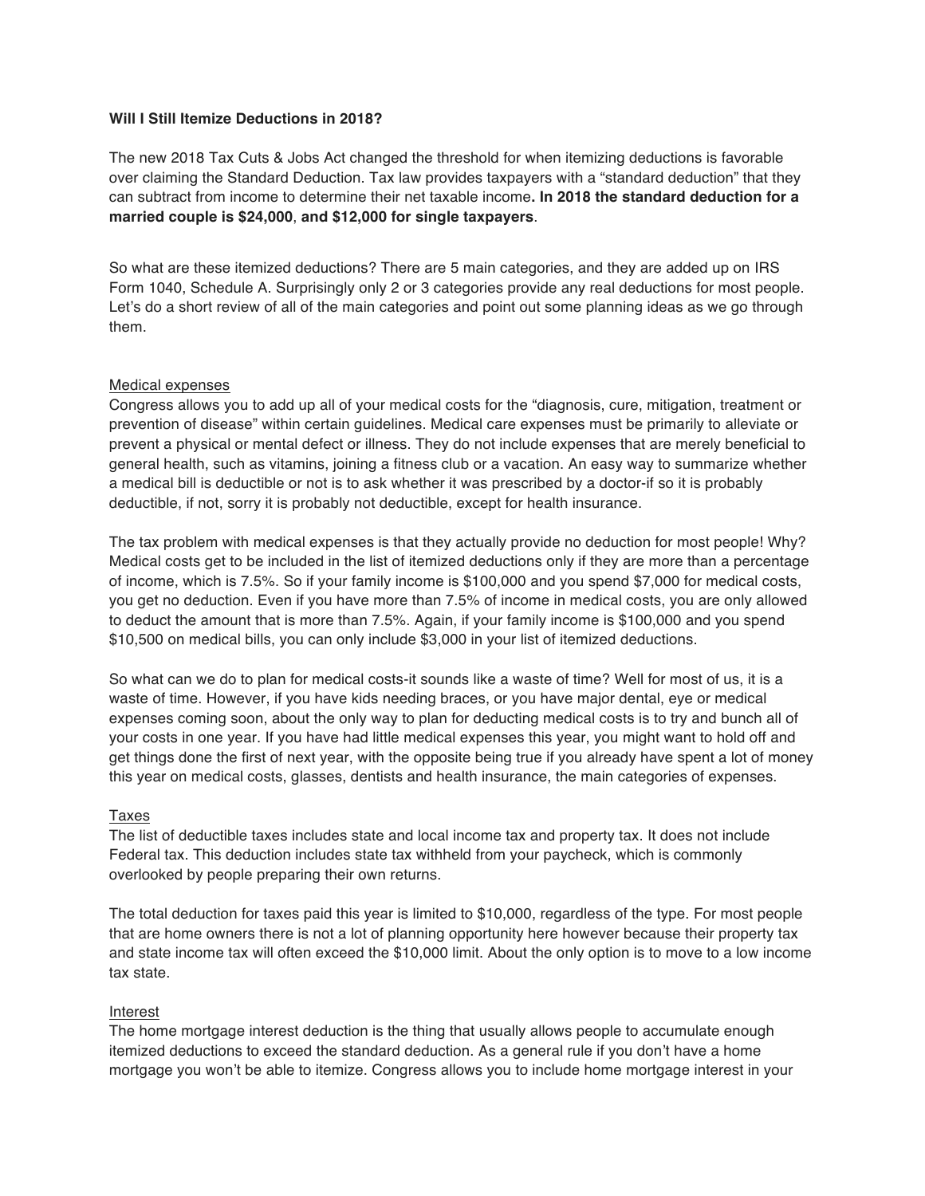**Will I Still Itemize Deductions in 2018?**

The new 2018 Tax Cuts & Jobs Act changed the threshold for when itemizing deductions is favorable over claiming the Standard Deduction. Tax law provides taxpayers with a "standard deduction" that they can subtract from income to determine their net taxable income**. In 2018 the standard deduction for a married couple is $24,000**, **and $12,000 for single taxpayers**.

So what are these itemized deductions? There are 5 main categories, and they are added up on IRS Form 1040, Schedule A. Surprisingly only 2 or 3 categories provide any real deductions for most people. Let's do a short review of all of the main categories and point out some planning ideas as we go through them.

## Medical expenses

Congress allows you to add up all of your medical costs for the "diagnosis, cure, mitigation, treatment or prevention of disease" within certain guidelines. Medical care expenses must be primarily to alleviate or prevent a physical or mental defect or illness. They do not include expenses that are merely beneficial to general health, such as vitamins, joining a fitness club or a vacation. An easy way to summarize whether a medical bill is deductible or not is to ask whether it was prescribed by a doctor-if so it is probably deductible, if not, sorry it is probably not deductible, except for health insurance.

The tax problem with medical expenses is that they actually provide no deduction for most people! Why? Medical costs get to be included in the list of itemized deductions only if they are more than a percentage of income, which is 7.5%. So if your family income is $100,000 and you spend $7,000 for medical costs, you get no deduction. Even if you have more than 7.5% of income in medical costs, you are only allowed to deduct the amount that is more than 7.5%. Again, if your family income is $100,000 and you spend $10,500 on medical bills, you can only include $3,000 in your list of itemized deductions.

So what can we do to plan for medical costs-it sounds like a waste of time? Well for most of us, it is a waste of time. However, if you have kids needing braces, or you have major dental, eye or medical expenses coming soon, about the only way to plan for deducting medical costs is to try and bunch all of your costs in one year. If you have had little medical expenses this year, you might want to hold off and get things done the first of next year, with the opposite being true if you already have spent a lot of money this year on medical costs, glasses, dentists and health insurance, the main categories of expenses.

## Taxes

The list of deductible taxes includes state and local income tax and property tax. It does not include Federal tax. This deduction includes state tax withheld from your paycheck, which is commonly overlooked by people preparing their own returns.

The total deduction for taxes paid this year is limited to $10,000, regardless of the type. For most people that are home owners there is not a lot of planning opportunity here however because their property tax and state income tax will often exceed the $10,000 limit. About the only option is to move to a low income tax state.

## Interest

The home mortgage interest deduction is the thing that usually allows people to accumulate enough itemized deductions to exceed the standard deduction. As a general rule if you don't have a home mortgage you won't be able to itemize. Congress allows you to include home mortgage interest in your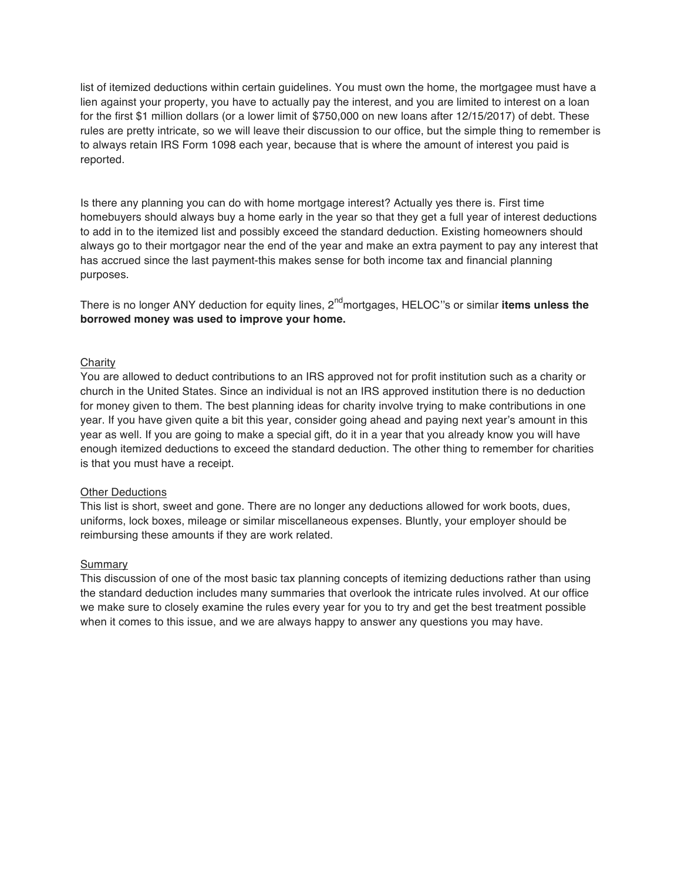list of itemized deductions within certain guidelines. You must own the home, the mortgagee must have a lien against your property, you have to actually pay the interest, and you are limited to interest on a loan for the first $1 million dollars (or a lower limit of $750,000 on new loans after 12/15/2017) of debt. These rules are pretty intricate, so we will leave their discussion to our office, but the simple thing to remember is to always retain IRS Form 1098 each year, because that is where the amount of interest you paid is reported.

Is there any planning you can do with home mortgage interest? Actually yes there is. First time homebuyers should always buy a home early in the year so that they get a full year of interest deductions to add in to the itemized list and possibly exceed the standard deduction. Existing homeowners should always go to their mortgagor near the end of the year and make an extra payment to pay any interest that has accrued since the last payment-this makes sense for both income tax and financial planning purposes.

There is no longer ANY deduction for equity lines, 2nd mortgages, HELOC''s or similar **items unless the borrowed money was used to improve your home.**

<u>Charity</u>

You are allowed to deduct contributions to an IRS approved not for profit institution such as a charity or church in the United States. Since an individual is not an IRS approved institution there is no deduction for money given to them. The best planning ideas for charity involve trying to make contributions in one year. If you have given quite a bit this year, consider going ahead and paying next year's amount in this year as well. If you are going to make a special gift, do it in a year that you already know you will have enough itemized deductions to exceed the standard deduction. The other thing to remember for charities is that you must have a receipt.

<u>Other Deductions</u>

This list is short, sweet and gone. There are no longer any deductions allowed for work boots, dues, uniforms, lock boxes, mileage or similar miscellaneous expenses. Bluntly, your employer should be reimbursing these amounts if they are work related.

<u>Summary</u>

This discussion of one of the most basic tax planning concepts of itemizing deductions rather than using the standard deduction includes many summaries that overlook the intricate rules involved. At our office we make sure to closely examine the rules every year for you to try and get the best treatment possible when it comes to this issue, and we are always happy to answer any questions you may have.